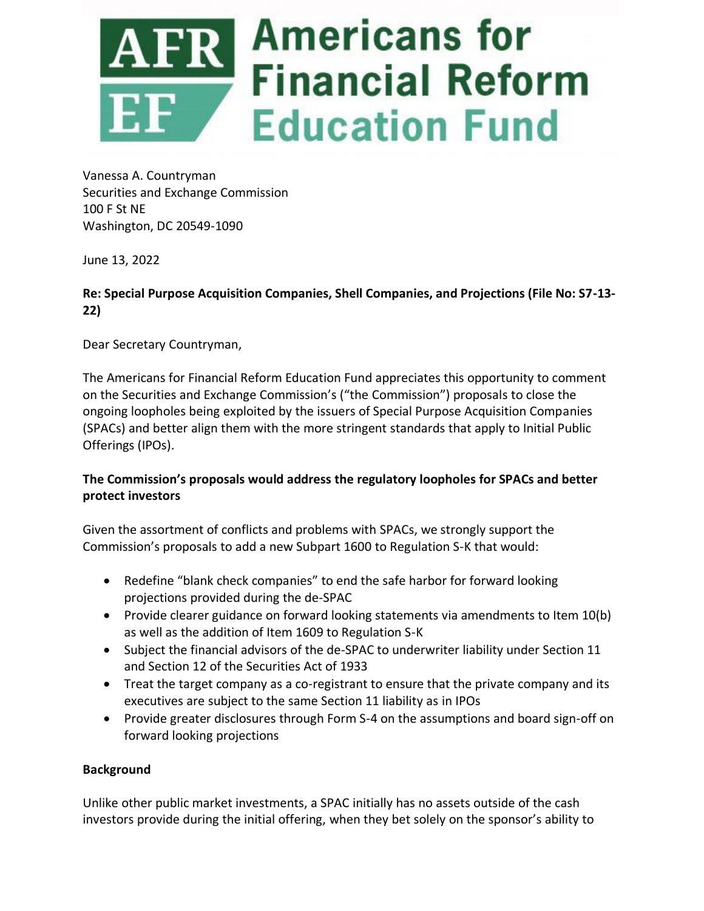# Americans for Financial Reform Education Fund

Vanessa A. Countryman
Securities and Exchange Commission
100 F St NE
Washington, DC 20549-1090

June 13, 2022

**Re: Special Purpose Acquisition Companies, Shell Companies, and Projections (File No: S7-13-22)**

Dear Secretary Countryman,

The Americans for Financial Reform Education Fund appreciates this opportunity to comment on the Securities and Exchange Commission's ("the Commission") proposals to close the ongoing loopholes being exploited by the issuers of Special Purpose Acquisition Companies (SPACs) and better align them with the more stringent standards that apply to Initial Public Offerings (IPOs).

**The Commission's proposals would address the regulatory loopholes for SPACs and better protect investors**

Given the assortment of conflicts and problems with SPACs, we strongly support the Commission's proposals to add a new Subpart 1600 to Regulation S-K that would:

- Redefine "blank check companies" to end the safe harbor for forward looking projections provided during the de-SPAC
- Provide clearer guidance on forward looking statements via amendments to Item 10(b) as well as the addition of Item 1609 to Regulation S-K
- Subject the financial advisors of the de-SPAC to underwriter liability under Section 11 and Section 12 of the Securities Act of 1933
- Treat the target company as a co-registrant to ensure that the private company and its executives are subject to the same Section 11 liability as in IPOs
- Provide greater disclosures through Form S-4 on the assumptions and board sign-off on forward looking projections

**Background**

Unlike other public market investments, a SPAC initially has no assets outside of the cash investors provide during the initial offering, when they bet solely on the sponsor's ability to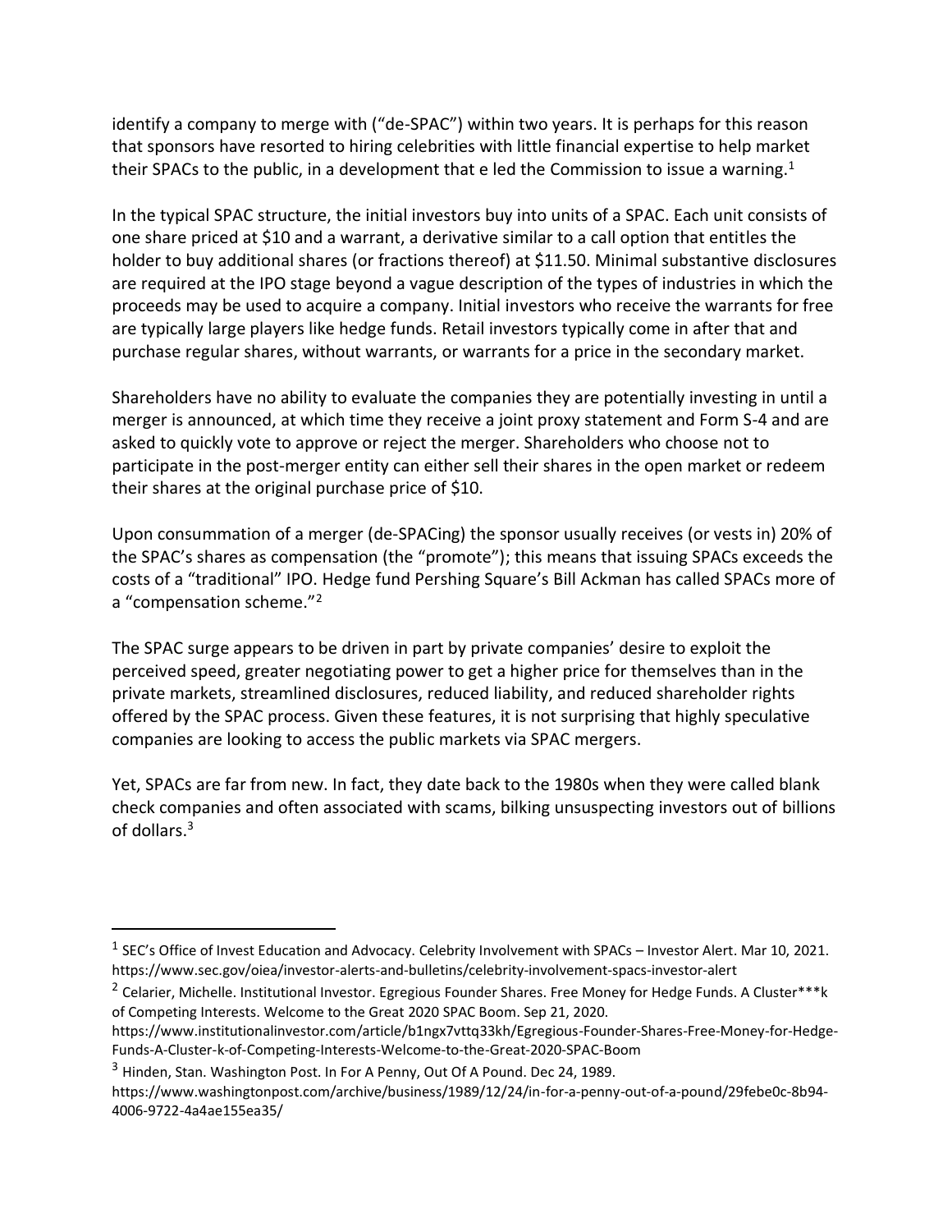identify a company to merge with ("de-SPAC") within two years. It is perhaps for this reason that sponsors have resorted to hiring celebrities with little financial expertise to help market their SPACs to the public, in a development that e led the Commission to issue a warning.[1]

In the typical SPAC structure, the initial investors buy into units of a SPAC. Each unit consists of one share priced at $10 and a warrant, a derivative similar to a call option that entitles the holder to buy additional shares (or fractions thereof) at $11.50. Minimal substantive disclosures are required at the IPO stage beyond a vague description of the types of industries in which the proceeds may be used to acquire a company. Initial investors who receive the warrants for free are typically large players like hedge funds. Retail investors typically come in after that and purchase regular shares, without warrants, or warrants for a price in the secondary market.

Shareholders have no ability to evaluate the companies they are potentially investing in until a merger is announced, at which time they receive a joint proxy statement and Form S-4 and are asked to quickly vote to approve or reject the merger. Shareholders who choose not to participate in the post-merger entity can either sell their shares in the open market or redeem their shares at the original purchase price of $10.

Upon consummation of a merger (de-SPACing) the sponsor usually receives (or vests in) 20% of the SPAC's shares as compensation (the "promote"); this means that issuing SPACs exceeds the costs of a "traditional" IPO. Hedge fund Pershing Square's Bill Ackman has called SPACs more of a "compensation scheme."[2]

The SPAC surge appears to be driven in part by private companies' desire to exploit the perceived speed, greater negotiating power to get a higher price for themselves than in the private markets, streamlined disclosures, reduced liability, and reduced shareholder rights offered by the SPAC process. Given these features, it is not surprising that highly speculative companies are looking to access the public markets via SPAC mergers.

Yet, SPACs are far from new. In fact, they date back to the 1980s when they were called blank check companies and often associated with scams, bilking unsuspecting investors out of billions of dollars.[3]

---

[1] SEC's Office of Invest Education and Advocacy. Celebrity Involvement with SPACs – Investor Alert. Mar 10, 2021. https://www.sec.gov/oiea/investor-alerts-and-bulletins/celebrity-involvement-spacs-investor-alert

[2] Celarier, Michelle. Institutional Investor. Egregious Founder Shares. Free Money for Hedge Funds. A Cluster***k of Competing Interests. Welcome to the Great 2020 SPAC Boom. Sep 21, 2020. https://www.institutionalinvestor.com/article/b1ngx7vttq33kh/Egregious-Founder-Shares-Free-Money-for-Hedge-Funds-A-Cluster-k-of-Competing-Interests-Welcome-to-the-Great-2020-SPAC-Boom

[3] Hinden, Stan. Washington Post. In For A Penny, Out Of A Pound. Dec 24, 1989. https://www.washingtonpost.com/archive/business/1989/12/24/in-for-a-penny-out-of-a-pound/29febe0c-8b94-4006-9722-4a4ae155ea35/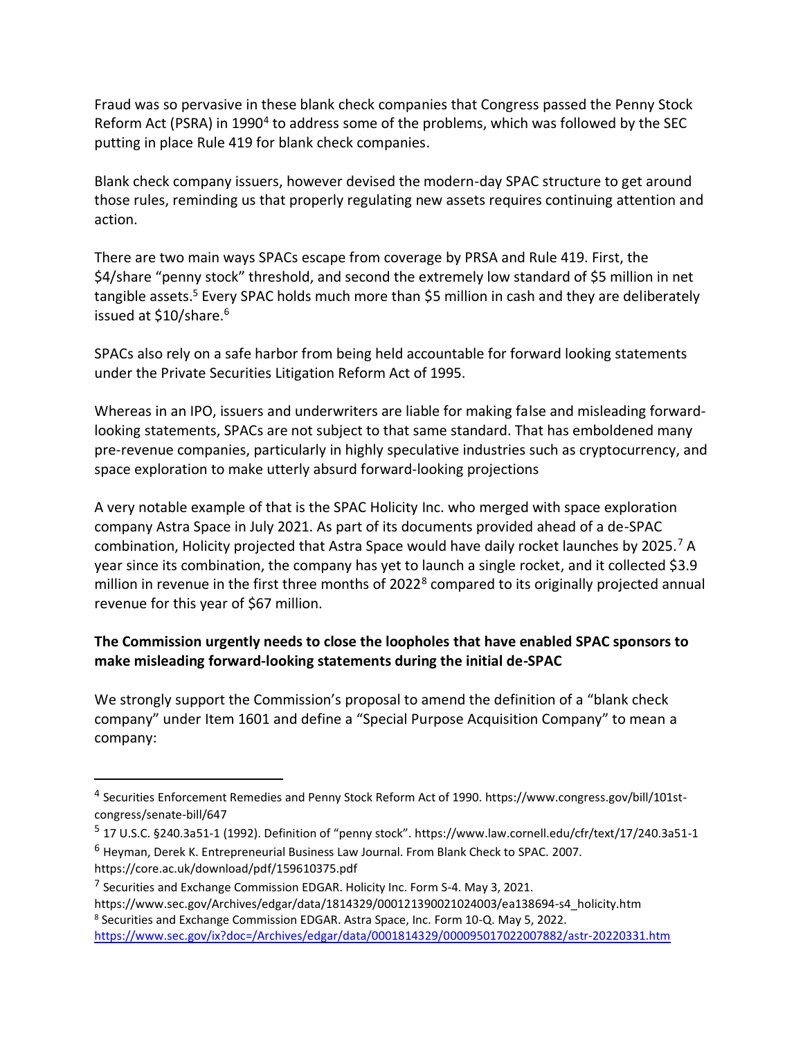Fraud was so pervasive in these blank check companies that Congress passed the Penny Stock Reform Act (PSRA) in 1990[4] to address some of the problems, which was followed by the SEC putting in place Rule 419 for blank check companies.

Blank check company issuers, however devised the modern-day SPAC structure to get around those rules, reminding us that properly regulating new assets requires continuing attention and action.

There are two main ways SPACs escape from coverage by PRSA and Rule 419. First, the $4/share "penny stock" threshold, and second the extremely low standard of $5 million in net tangible assets.[5] Every SPAC holds much more than $5 million in cash and they are deliberately issued at $10/share.[6]

SPACs also rely on a safe harbor from being held accountable for forward looking statements under the Private Securities Litigation Reform Act of 1995.

Whereas in an IPO, issuers and underwriters are liable for making false and misleading forward-looking statements, SPACs are not subject to that same standard. That has emboldened many pre-revenue companies, particularly in highly speculative industries such as cryptocurrency, and space exploration to make utterly absurd forward-looking projections

A very notable example of that is the SPAC Holicity Inc. who merged with space exploration company Astra Space in July 2021. As part of its documents provided ahead of a de-SPAC combination, Holicity projected that Astra Space would have daily rocket launches by 2025.[7] A year since its combination, the company has yet to launch a single rocket, and it collected $3.9 million in revenue in the first three months of 2022[8] compared to its originally projected annual revenue for this year of $67 million.

**The Commission urgently needs to close the loopholes that have enabled SPAC sponsors to make misleading forward-looking statements during the initial de-SPAC**

We strongly support the Commission's proposal to amend the definition of a "blank check company" under Item 1601 and define a "Special Purpose Acquisition Company" to mean a company:

---

[4] Securities Enforcement Remedies and Penny Stock Reform Act of 1990. https://www.congress.gov/bill/101st-congress/senate-bill/647

[5] 17 U.S.C. §240.3a51-1 (1992). Definition of "penny stock". https://www.law.cornell.edu/cfr/text/17/240.3a51-1

[6] Heyman, Derek K. Entrepreneurial Business Law Journal. From Blank Check to SPAC. 2007. https://core.ac.uk/download/pdf/159610375.pdf

[7] Securities and Exchange Commission EDGAR. Holicity Inc. Form S-4. May 3, 2021. https://www.sec.gov/Archives/edgar/data/1814329/000121390021024003/ea138694-s4_holicity.htm

[8] Securities and Exchange Commission EDGAR. Astra Space, Inc. Form 10-Q. May 5, 2022. https://www.sec.gov/ix?doc=/Archives/edgar/data/0001814329/000095017022007882/astr-20220331.htm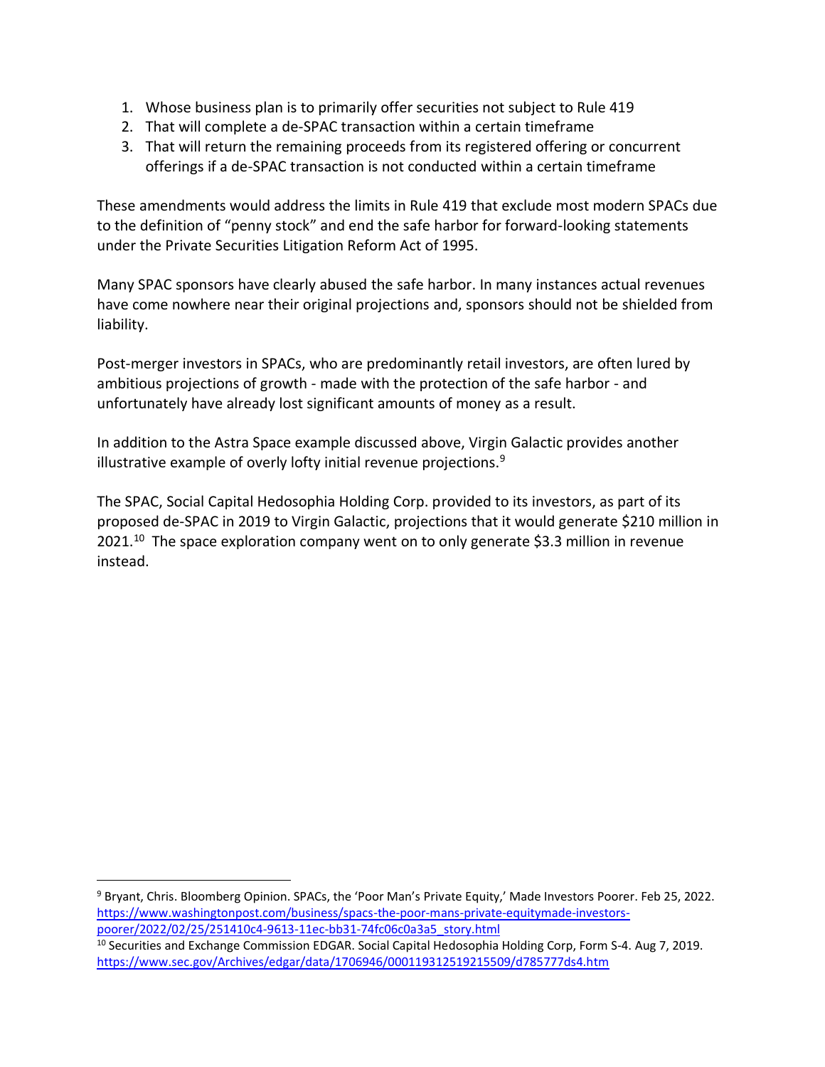1. Whose business plan is to primarily offer securities not subject to Rule 419
2. That will complete a de-SPAC transaction within a certain timeframe
3. That will return the remaining proceeds from its registered offering or concurrent offerings if a de-SPAC transaction is not conducted within a certain timeframe

These amendments would address the limits in Rule 419 that exclude most modern SPACs due to the definition of "penny stock" and end the safe harbor for forward-looking statements under the Private Securities Litigation Reform Act of 1995.

Many SPAC sponsors have clearly abused the safe harbor. In many instances actual revenues have come nowhere near their original projections and, sponsors should not be shielded from liability.

Post-merger investors in SPACs, who are predominantly retail investors, are often lured by ambitious projections of growth - made with the protection of the safe harbor - and unfortunately have already lost significant amounts of money as a result.

In addition to the Astra Space example discussed above, Virgin Galactic provides another illustrative example of overly lofty initial revenue projections.[9]

The SPAC, Social Capital Hedosophia Holding Corp. provided to its investors, as part of its proposed de-SPAC in 2019 to Virgin Galactic, projections that it would generate $210 million in 2021.[10] The space exploration company went on to only generate $3.3 million in revenue instead.

---

[9] Bryant, Chris. Bloomberg Opinion. SPACs, the 'Poor Man's Private Equity,' Made Investors Poorer. Feb 25, 2022. https://www.washingtonpost.com/business/spacs-the-poor-mans-private-equitymade-investors-poorer/2022/02/25/251410c4-9613-11ec-bb31-74fc06c0a3a5_story.html

[10] Securities and Exchange Commission EDGAR. Social Capital Hedosophia Holding Corp, Form S-4. Aug 7, 2019. https://www.sec.gov/Archives/edgar/data/1706946/000119312519215509/d785777ds4.htm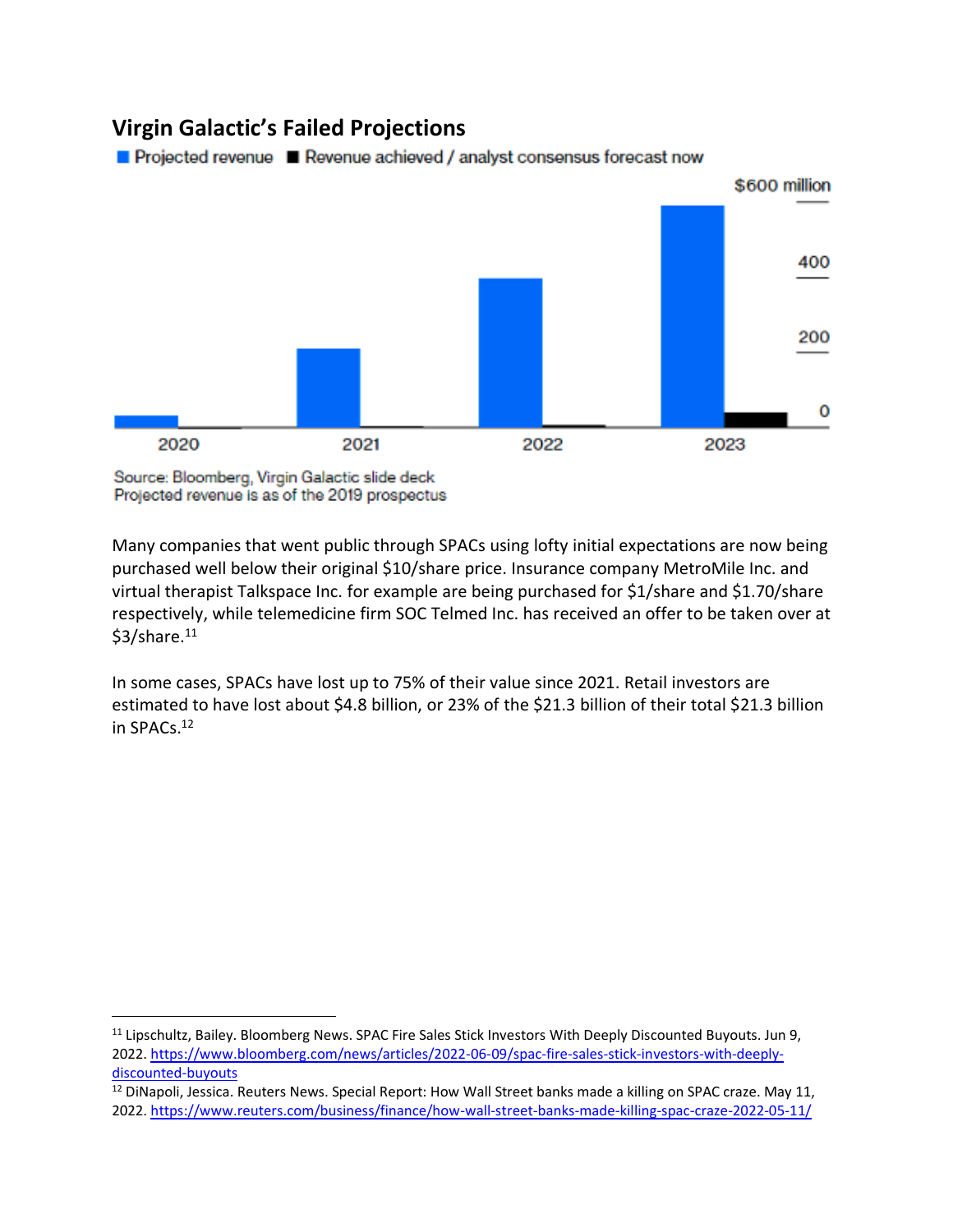## Virgin Galactic's Failed Projections

■ Projected revenue ■ Revenue achieved / analyst consensus forecast now

$600 million

400

200

0

2020 2021 2022 2023

Source: Bloomberg, Virgin Galactic slide deck
Projected revenue is as of the 2019 prospectus

Many companies that went public through SPACs using lofty initial expectations are now being purchased well below their original $10/share price. Insurance company MetroMile Inc. and virtual therapist Talkspace Inc. for example are being purchased for $1/share and $1.70/share respectively, while telemedicine firm SOC Telmed Inc. has received an offer to be taken over at $3/share.[11]

In some cases, SPACs have lost up to 75% of their value since 2021. Retail investors are estimated to have lost about $4.8 billion, or 23% of the $21.3 billion of their total $21.3 billion in SPACs.[12]

---

[11] Lipschultz, Bailey. Bloomberg News. SPAC Fire Sales Stick Investors With Deeply Discounted Buyouts. Jun 9, 2022. https://www.bloomberg.com/news/articles/2022-06-09/spac-fire-sales-stick-investors-with-deeply-discounted-buyouts

[12] DiNapoli, Jessica. Reuters News. Special Report: How Wall Street banks made a killing on SPAC craze. May 11, 2022. https://www.reuters.com/business/finance/how-wall-street-banks-made-killing-spac-craze-2022-05-11/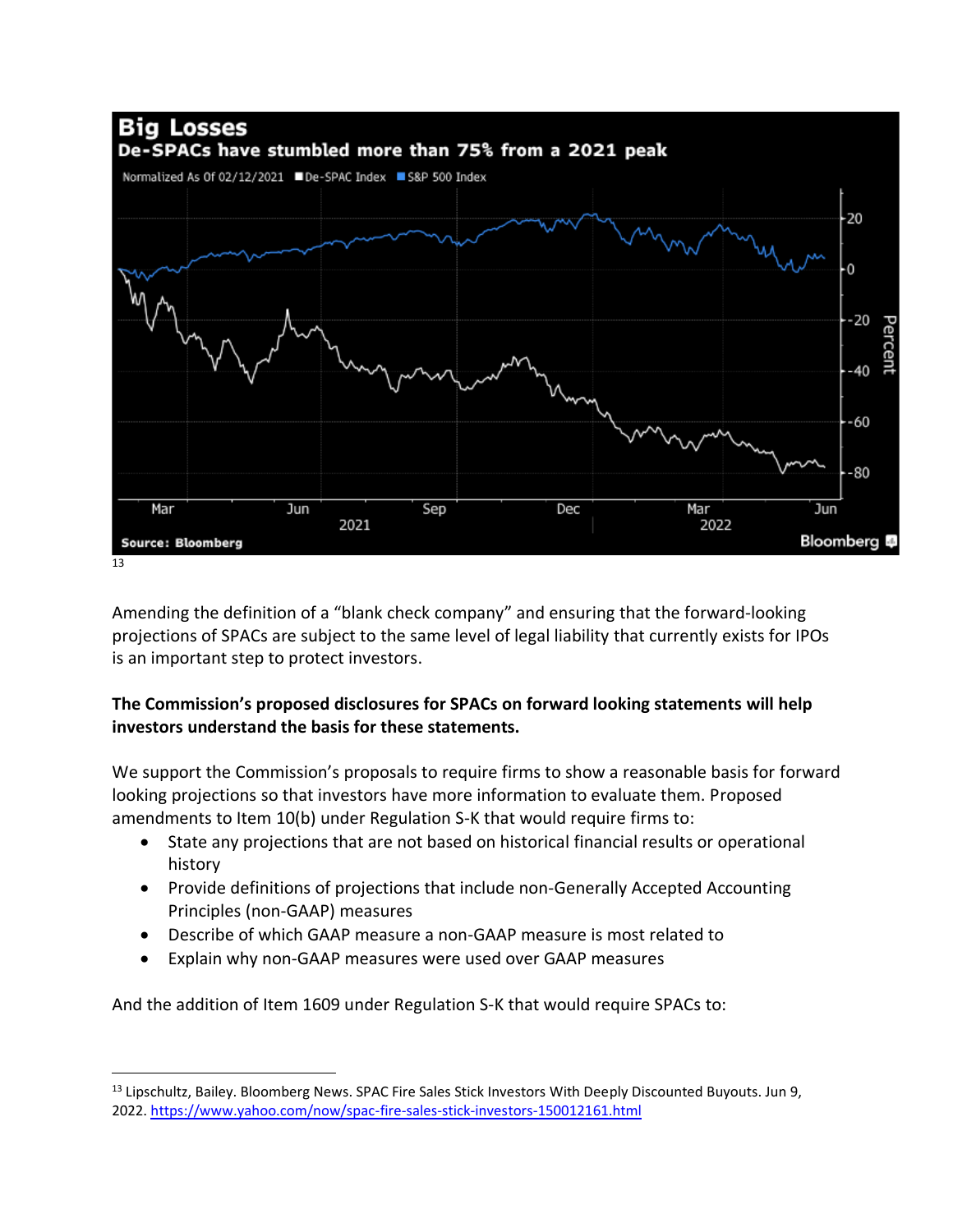Big Losses

De-SPACs have stumbled more than 75% from a 2021 peak

Normalized As Of 02/12/2021 ■ De-SPAC Index ■ S&P 500 Index

Source: Bloomberg

[13]

Amending the definition of a "blank check company" and ensuring that the forward-looking projections of SPACs are subject to the same level of legal liability that currently exists for IPOs is an important step to protect investors.

**The Commission's proposed disclosures for SPACs on forward looking statements will help investors understand the basis for these statements.**

We support the Commission's proposals to require firms to show a reasonable basis for forward looking projections so that investors have more information to evaluate them. Proposed amendments to Item 10(b) under Regulation S-K that would require firms to:

- State any projections that are not based on historical financial results or operational history
- Provide definitions of projections that include non-Generally Accepted Accounting Principles (non-GAAP) measures
- Describe of which GAAP measure a non-GAAP measure is most related to
- Explain why non-GAAP measures were used over GAAP measures

And the addition of Item 1609 under Regulation S-K that would require SPACs to:

---

[13] Lipschultz, Bailey. Bloomberg News. SPAC Fire Sales Stick Investors With Deeply Discounted Buyouts. Jun 9, 2022. https://www.yahoo.com/now/spac-fire-sales-stick-investors-150012161.html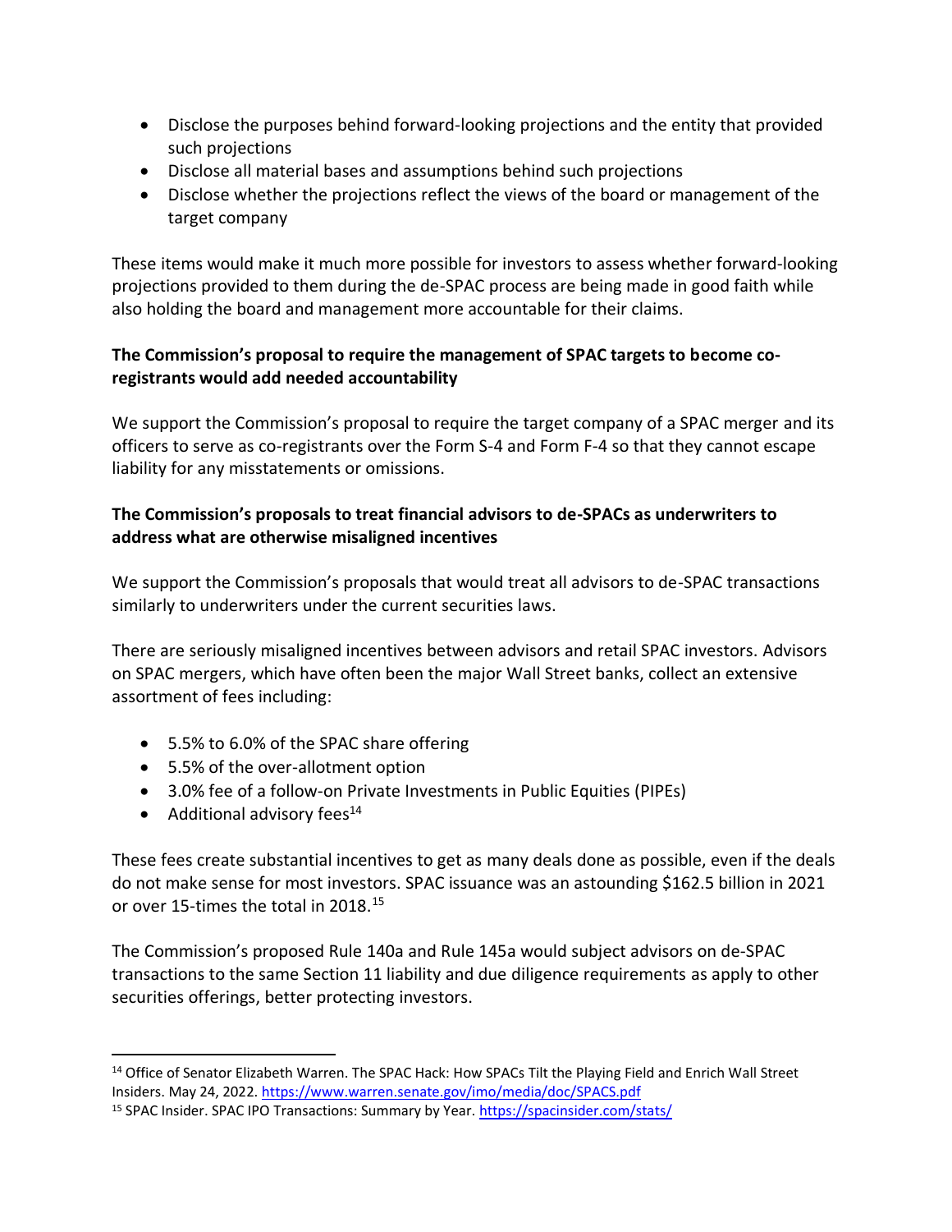- Disclose the purposes behind forward-looking projections and the entity that provided such projections
- Disclose all material bases and assumptions behind such projections
- Disclose whether the projections reflect the views of the board or management of the target company

These items would make it much more possible for investors to assess whether forward-looking projections provided to them during the de-SPAC process are being made in good faith while also holding the board and management more accountable for their claims.

**The Commission's proposal to require the management of SPAC targets to become co-registrants would add needed accountability**

We support the Commission's proposal to require the target company of a SPAC merger and its officers to serve as co-registrants over the Form S-4 and Form F-4 so that they cannot escape liability for any misstatements or omissions.

**The Commission's proposals to treat financial advisors to de-SPACs as underwriters to address what are otherwise misaligned incentives**

We support the Commission's proposals that would treat all advisors to de-SPAC transactions similarly to underwriters under the current securities laws.

There are seriously misaligned incentives between advisors and retail SPAC investors. Advisors on SPAC mergers, which have often been the major Wall Street banks, collect an extensive assortment of fees including:

- 5.5% to 6.0% of the SPAC share offering
- 5.5% of the over-allotment option
- 3.0% fee of a follow-on Private Investments in Public Equities (PIPEs)
- Additional advisory fees[14]

These fees create substantial incentives to get as many deals done as possible, even if the deals do not make sense for most investors. SPAC issuance was an astounding $162.5 billion in 2021 or over 15-times the total in 2018.[15]

The Commission's proposed Rule 140a and Rule 145a would subject advisors on de-SPAC transactions to the same Section 11 liability and due diligence requirements as apply to other securities offerings, better protecting investors.

[14] Office of Senator Elizabeth Warren. The SPAC Hack: How SPACs Tilt the Playing Field and Enrich Wall Street Insiders. May 24, 2022. https://www.warren.senate.gov/imo/media/doc/SPACS.pdf

[15] SPAC Insider. SPAC IPO Transactions: Summary by Year. https://spacinsider.com/stats/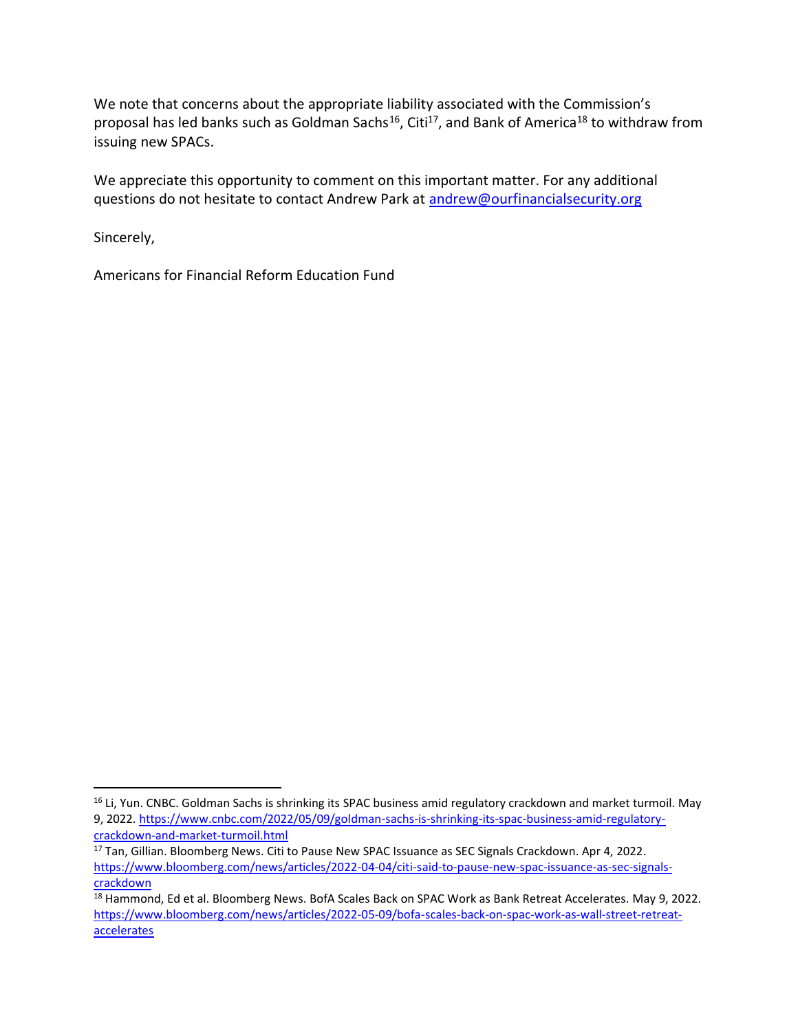We note that concerns about the appropriate liability associated with the Commission's proposal has led banks such as Goldman Sachs[16], Citi[17], and Bank of America[18] to withdraw from issuing new SPACs.

We appreciate this opportunity to comment on this important matter. For any additional questions do not hesitate to contact Andrew Park at andrew@ourfinancialsecurity.org

Sincerely,

Americans for Financial Reform Education Fund

---

[16] Li, Yun. CNBC. Goldman Sachs is shrinking its SPAC business amid regulatory crackdown and market turmoil. May 9, 2022. https://www.cnbc.com/2022/05/09/goldman-sachs-is-shrinking-its-spac-business-amid-regulatory-crackdown-and-market-turmoil.html

[17] Tan, Gillian. Bloomberg News. Citi to Pause New SPAC Issuance as SEC Signals Crackdown. Apr 4, 2022. https://www.bloomberg.com/news/articles/2022-04-04/citi-said-to-pause-new-spac-issuance-as-sec-signals-crackdown

[18] Hammond, Ed et al. Bloomberg News. BofA Scales Back on SPAC Work as Bank Retreat Accelerates. May 9, 2022. https://www.bloomberg.com/news/articles/2022-05-09/bofa-scales-back-on-spac-work-as-wall-street-retreat-accelerates